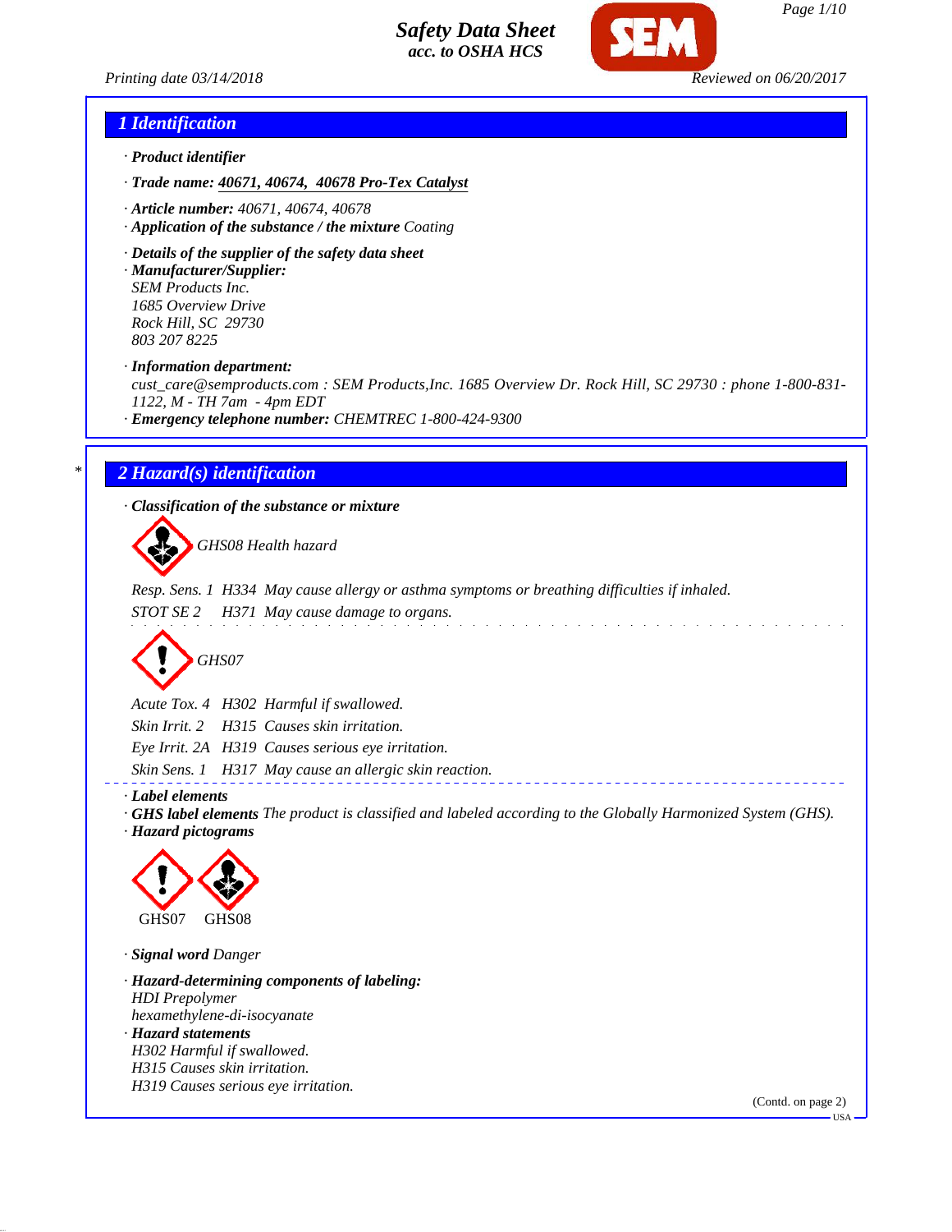# Safety Data Sheet
### acc. to OSHA HCS

Printing date 03/14/2018 Reviewed on 06/20/2017

## 1 Identification

· **Product identifier**

· **Trade name:** **40671, 40674, 40678 Pro-Tex Catalyst**

· **Article number:** 40671, 40674, 40678
· **Application of the substance / the mixture** Coating

· **Details of the supplier of the safety data sheet**
· **Manufacturer/Supplier:**
SEM Products Inc.
1685 Overview Drive
Rock Hill, SC 29730
803 207 8225

· **Information department:**
cust_care@semproducts.com : SEM Products,Inc. 1685 Overview Dr. Rock Hill, SC 29730 : phone 1-800-831-1122, M - TH 7am - 4pm EDT
· **Emergency telephone number:** CHEMTREC 1-800-424-9300

## 2 Hazard(s) identification

· **Classification of the substance or mixture**

GHS08 Health hazard

Resp. Sens. 1 H334 May cause allergy or asthma symptoms or breathing difficulties if inhaled.
STOT SE 2 H371 May cause damage to organs.

GHS07

Acute Tox. 4 H302 Harmful if swallowed.
Skin Irrit. 2 H315 Causes skin irritation.
Eye Irrit. 2A H319 Causes serious eye irritation.
Skin Sens. 1 H317 May cause an allergic skin reaction.

· **Label elements**
· **GHS label elements** The product is classified and labeled according to the Globally Harmonized System (GHS).
· **Hazard pictograms**

GHS07 GHS08

· **Signal word** Danger

· **Hazard-determining components of labeling:**
HDI Prepolymer
hexamethylene-di-isocyanate
· **Hazard statements**
H302 Harmful if swallowed.
H315 Causes skin irritation.
H319 Causes serious eye irritation.

(Contd. on page 2)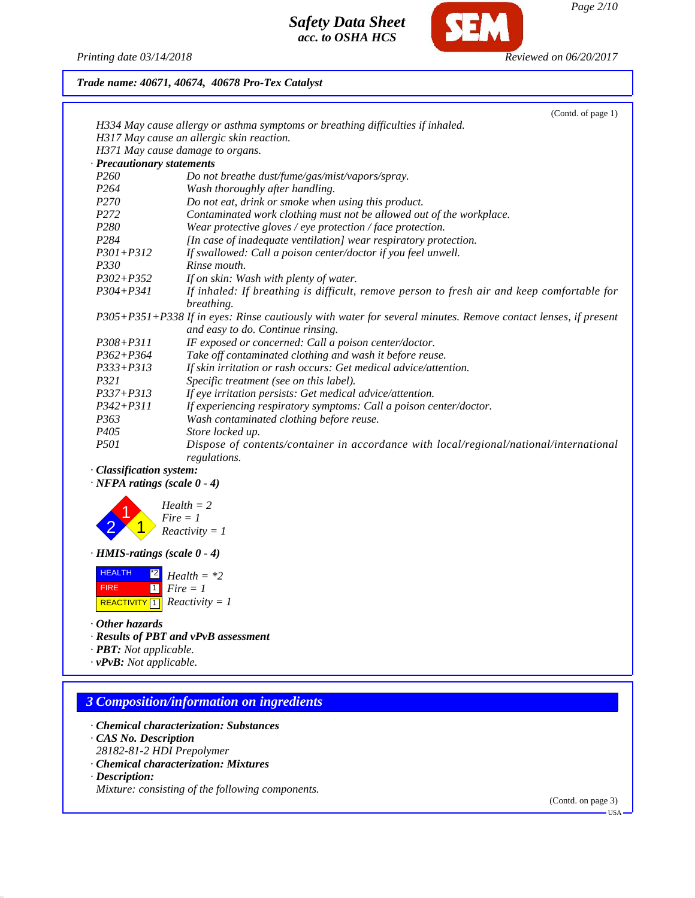Trade name: 40671, 40674, 40678 Pro-Tex Catalyst

(Contd. of page 1)

H334 May cause allergy or asthma symptoms or breathing difficulties if inhaled.
H317 May cause an allergic skin reaction.
H371 May cause damage to organs.

· **Precautionary statements**

| | |
|---|---|
| P260 | Do not breathe dust/fume/gas/mist/vapors/spray. |
| P264 | Wash thoroughly after handling. |
| P270 | Do not eat, drink or smoke when using this product. |
| P272 | Contaminated work clothing must not be allowed out of the workplace. |
| P280 | Wear protective gloves / eye protection / face protection. |
| P284 | [In case of inadequate ventilation] wear respiratory protection. |
| P301+P312 | If swallowed: Call a poison center/doctor if you feel unwell. |
| P330 | Rinse mouth. |
| P302+P352 | If on skin: Wash with plenty of water. |
| P304+P341 | If inhaled: If breathing is difficult, remove person to fresh air and keep comfortable for breathing. |
| P305+P351+P338 | If in eyes: Rinse cautiously with water for several minutes. Remove contact lenses, if present and easy to do. Continue rinsing. |
| P308+P311 | IF exposed or concerned: Call a poison center/doctor. |
| P362+P364 | Take off contaminated clothing and wash it before reuse. |
| P333+P313 | If skin irritation or rash occurs: Get medical advice/attention. |
| P321 | Specific treatment (see on this label). |
| P337+P313 | If eye irritation persists: Get medical advice/attention. |
| P342+P311 | If experiencing respiratory symptoms: Call a poison center/doctor. |
| P363 | Wash contaminated clothing before reuse. |
| P405 | Store locked up. |
| P501 | Dispose of contents/container in accordance with local/regional/national/international regulations. |

· **Classification system:**

· **NFPA ratings (scale 0 - 4)**

Health = 2
Fire = 1
Reactivity = 1

· **HMIS-ratings (scale 0 - 4)**

| | |
|---|---|
| HEALTH | *2 |
| FIRE | 1 |
| REACTIVITY | 1 |

Health = *2
Fire = 1
Reactivity = 1

· **Other hazards**

· **Results of PBT and vPvB assessment**

· **PBT:** Not applicable.

· **vPvB:** Not applicable.

## 3 Composition/information on ingredients

· **Chemical characterization: Substances**

· **CAS No. Description**

28182-81-2 HDI Prepolymer

· **Chemical characterization: Mixtures**

· **Description:**

Mixture: consisting of the following components.

(Contd. on page 3)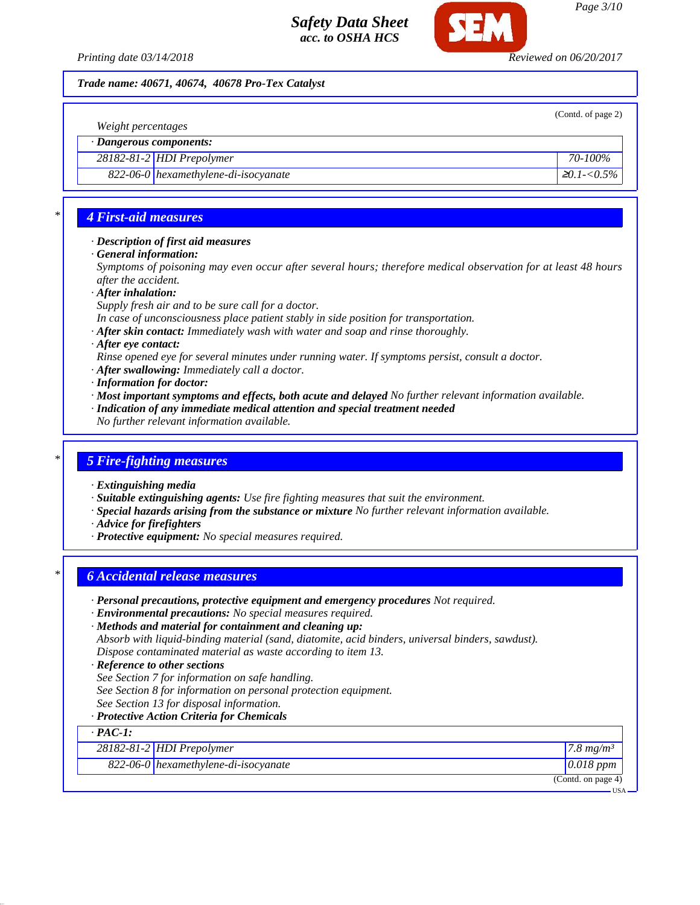**Trade name: 40671, 40674, 40678 Pro-Tex Catalyst**

(Contd. of page 2)

*Weight percentages*

| · Dangerous components: | | |
|---|---|---|
| 28182-81-2 | HDI Prepolymer | 70-100% |
| 822-06-0 | hexamethylene-di-isocyanate | ≥0.1-<0.5% |

## 4 First-aid measures

· **Description of first aid measures**
· **General information:**
Symptoms of poisoning may even occur after several hours; therefore medical observation for at least 48 hours after the accident.
· **After inhalation:**
Supply fresh air and to be sure call for a doctor.
In case of unconsciousness place patient stably in side position for transportation.
· **After skin contact:** Immediately wash with water and soap and rinse thoroughly.
· **After eye contact:**
Rinse opened eye for several minutes under running water. If symptoms persist, consult a doctor.
· **After swallowing:** Immediately call a doctor.
· **Information for doctor:**
· **Most important symptoms and effects, both acute and delayed** No further relevant information available.
· **Indication of any immediate medical attention and special treatment needed**
No further relevant information available.

## 5 Fire-fighting measures

· **Extinguishing media**
· **Suitable extinguishing agents:** Use fire fighting measures that suit the environment.
· **Special hazards arising from the substance or mixture** No further relevant information available.
· **Advice for firefighters**
· **Protective equipment:** No special measures required.

## 6 Accidental release measures

· **Personal precautions, protective equipment and emergency procedures** Not required.
· **Environmental precautions:** No special measures required.
· **Methods and material for containment and cleaning up:**
Absorb with liquid-binding material (sand, diatomite, acid binders, universal binders, sawdust).
Dispose contaminated material as waste according to item 13.
· **Reference to other sections**
See Section 7 for information on safe handling.
See Section 8 for information on personal protection equipment.
See Section 13 for disposal information.
· **Protective Action Criteria for Chemicals**

| · PAC-1: | | |
|---|---|---|
| 28182-81-2 | HDI Prepolymer | 7.8 mg/m³ |
| 822-06-0 | hexamethylene-di-isocyanate | 0.018 ppm |

(Contd. on page 4)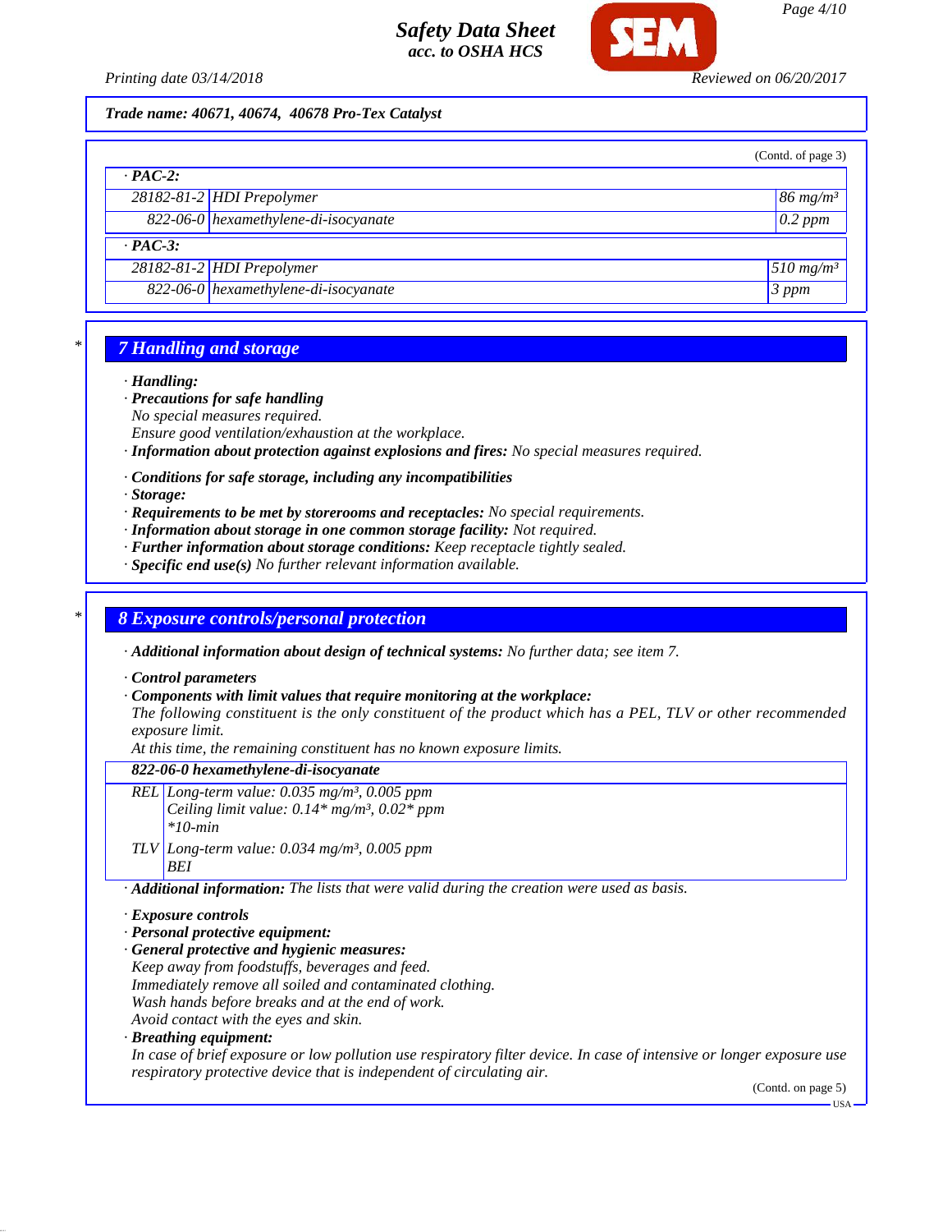Trade name: 40671, 40674, 40678 Pro-Tex Catalyst

(Contd. of page 3)

| · PAC-2: | | |
|---|---|---|
| 28182-81-2 | HDI Prepolymer | 86 mg/m³ |
| 822-06-0 | hexamethylene-di-isocyanate | 0.2 ppm |
| **· PAC-3:** | | |
| 28182-81-2 | HDI Prepolymer | 510 mg/m³ |
| 822-06-0 | hexamethylene-di-isocyanate | 3 ppm |

## 7 Handling and storage

· **Handling:**
· **Precautions for safe handling**
No special measures required.
Ensure good ventilation/exhaustion at the workplace.
· **Information about protection against explosions and fires:** No special measures required.

· **Conditions for safe storage, including any incompatibilities**
· **Storage:**
· **Requirements to be met by storerooms and receptacles:** No special requirements.
· **Information about storage in one common storage facility:** Not required.
· **Further information about storage conditions:** Keep receptacle tightly sealed.
· **Specific end use(s)** No further relevant information available.

## 8 Exposure controls/personal protection

· **Additional information about design of technical systems:** No further data; see item 7.

· **Control parameters**
· **Components with limit values that require monitoring at the workplace:**
The following constituent is the only constituent of the product which has a PEL, TLV or other recommended exposure limit.
At this time, the remaining constituent has no known exposure limits.

| 822-06-0 hexamethylene-di-isocyanate | |
|---|---|
| REL | Long-term value: 0.035 mg/m³, 0.005 ppm<br>Ceiling limit value: 0.14* mg/m³, 0.02* ppm<br>*10-min |
| TLV | Long-term value: 0.034 mg/m³, 0.005 ppm<br>BEI |

· **Additional information:** The lists that were valid during the creation were used as basis.

· **Exposure controls**
· **Personal protective equipment:**
· **General protective and hygienic measures:**
Keep away from foodstuffs, beverages and feed.
Immediately remove all soiled and contaminated clothing.
Wash hands before breaks and at the end of work.
Avoid contact with the eyes and skin.
· **Breathing equipment:**
In case of brief exposure or low pollution use respiratory filter device. In case of intensive or longer exposure use respiratory protective device that is independent of circulating air.

(Contd. on page 5)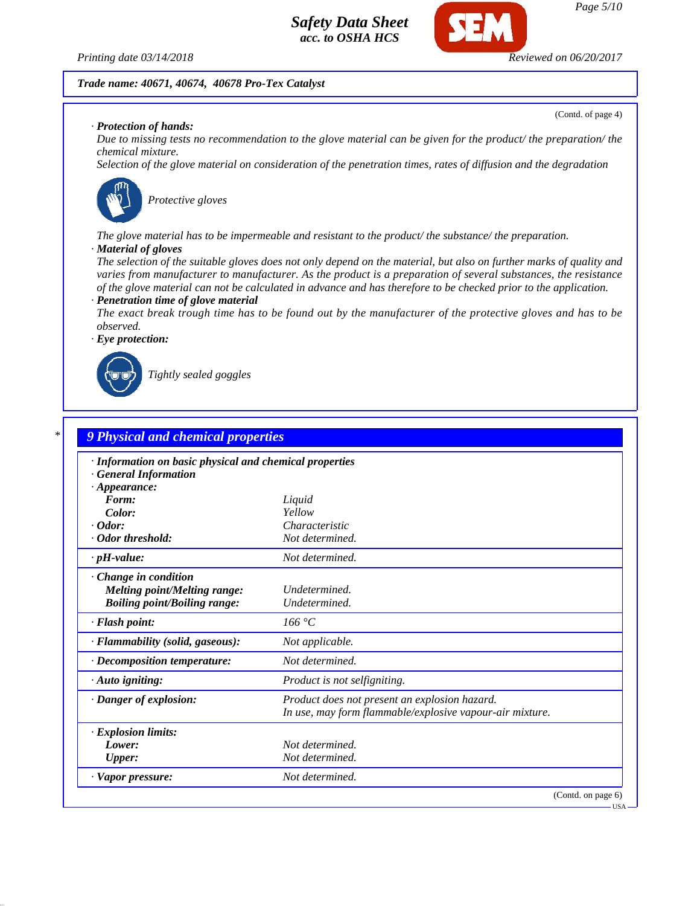Trade name: 40671, 40674, 40678 Pro-Tex Catalyst

(Contd. of page 4)

· **Protection of hands:**
Due to missing tests no recommendation to the glove material can be given for the product/ the preparation/ the chemical mixture.
Selection of the glove material on consideration of the penetration times, rates of diffusion and the degradation

Protective gloves

The glove material has to be impermeable and resistant to the product/ the substance/ the preparation.

· **Material of gloves**
The selection of the suitable gloves does not only depend on the material, but also on further marks of quality and varies from manufacturer to manufacturer. As the product is a preparation of several substances, the resistance of the glove material can not be calculated in advance and has therefore to be checked prior to the application.

· **Penetration time of glove material**
The exact break trough time has to be found out by the manufacturer of the protective gloves and has to be observed.

· **Eye protection:**

Tightly sealed goggles

## 9 Physical and chemical properties

| · **Information on basic physical and chemical properties** | |
|---|---|
| · **General Information** | |
| · **Appearance:** | |
| **Form:** | Liquid |
| **Color:** | Yellow |
| · **Odor:** | Characteristic |
| · **Odor threshold:** | Not determined. |
| · **pH-value:** | Not determined. |
| · **Change in condition** | |
| **Melting point/Melting range:** | Undetermined. |
| **Boiling point/Boiling range:** | Undetermined. |
| · **Flash point:** | 166 °C |
| · **Flammability (solid, gaseous):** | Not applicable. |
| · **Decomposition temperature:** | Not determined. |
| · **Auto igniting:** | Product is not selfigniting. |
| · **Danger of explosion:** | Product does not present an explosion hazard. In use, may form flammable/explosive vapour-air mixture. |
| · **Explosion limits:** | |
| **Lower:** | Not determined. |
| **Upper:** | Not determined. |
| · **Vapor pressure:** | Not determined. |

(Contd. on page 6)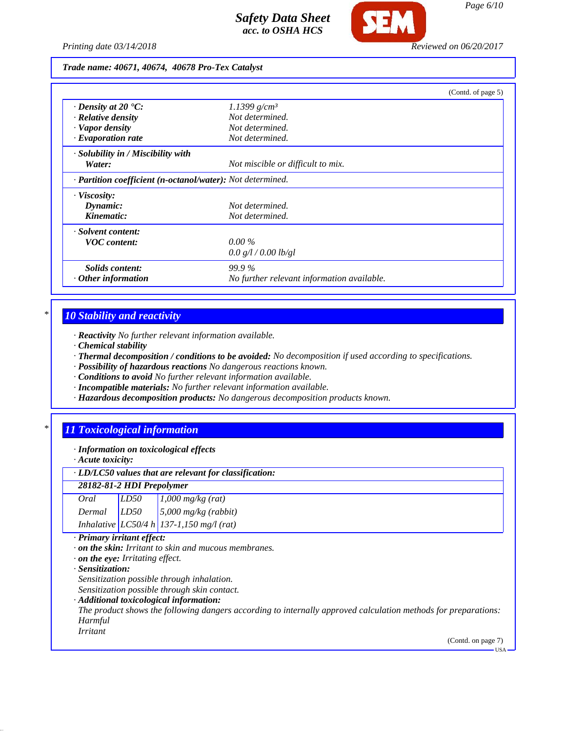**Trade name: 40671, 40674, 40678 Pro-Tex Catalyst**

(Contd. of page 5)

| | |
|---|---|
| · **Density at 20 °C:** | 1.1399 g/cm³ |
| · **Relative density** | Not determined. |
| · **Vapor density** | Not determined. |
| · **Evaporation rate** | Not determined. |
| · **Solubility in / Miscibility with Water:** | Not miscible or difficult to mix. |
| · **Partition coefficient (n-octanol/water):** | Not determined. |
| · **Viscosity:** | |
| **Dynamic:** | Not determined. |
| **Kinematic:** | Not determined. |
| · **Solvent content:** | |
| **VOC content:** | 0.00 % |
| | 0.0 g/l / 0.00 lb/gl |
| **Solids content:** | 99.9 % |
| · **Other information** | No further relevant information available. |

## 10 Stability and reactivity

· **Reactivity** No further relevant information available.
· **Chemical stability**
· **Thermal decomposition / conditions to be avoided:** No decomposition if used according to specifications.
· **Possibility of hazardous reactions** No dangerous reactions known.
· **Conditions to avoid** No further relevant information available.
· **Incompatible materials:** No further relevant information available.
· **Hazardous decomposition products:** No dangerous decomposition products known.

## 11 Toxicological information

· **Information on toxicological effects**
· **Acute toxicity:**

| · **LD/LC50 values that are relevant for classification:** | | |
|---|---|---|
| **28182-81-2 HDI Prepolymer** | | |
| Oral | LD50 | 1,000 mg/kg (rat) |
| Dermal | LD50 | 5,000 mg/kg (rabbit) |
| Inhalative | LC50/4 h | 137-1,150 mg/l (rat) |

· **Primary irritant effect:**
· **on the skin:** Irritant to skin and mucous membranes.
· **on the eye:** Irritating effect.
· **Sensitization:**
Sensitization possible through inhalation.
Sensitization possible through skin contact.
· **Additional toxicological information:**
The product shows the following dangers according to internally approved calculation methods for preparations:
Harmful
Irritant

(Contd. on page 7)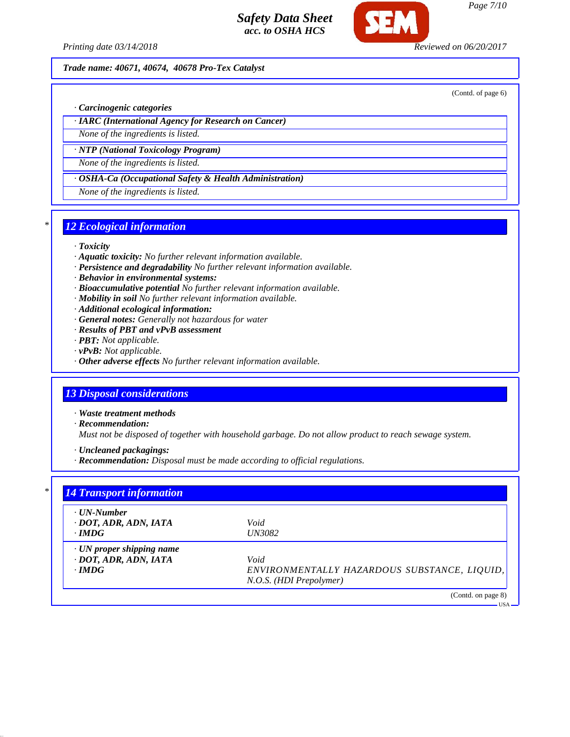Trade name: 40671, 40674, 40678 Pro-Tex Catalyst

(Contd. of page 6)

· **Carcinogenic categories**

· **IARC (International Agency for Research on Cancer)**

None of the ingredients is listed.

· **NTP (National Toxicology Program)**

None of the ingredients is listed.

· **OSHA-Ca (Occupational Safety & Health Administration)**

None of the ingredients is listed.

## 12 Ecological information

· **Toxicity**
· **Aquatic toxicity:** No further relevant information available.
· **Persistence and degradability** No further relevant information available.
· **Behavior in environmental systems:**
· **Bioaccumulative potential** No further relevant information available.
· **Mobility in soil** No further relevant information available.
· **Additional ecological information:**
· **General notes:** Generally not hazardous for water
· **Results of PBT and vPvB assessment**
· **PBT:** Not applicable.
· **vPvB:** Not applicable.
· **Other adverse effects** No further relevant information available.

## 13 Disposal considerations

· **Waste treatment methods**
· **Recommendation:**
Must not be disposed of together with household garbage. Do not allow product to reach sewage system.

· **Uncleaned packagings:**
· **Recommendation:** Disposal must be made according to official regulations.

## 14 Transport information

| · **UN-Number** | |
|---|---|
| · **DOT, ADR, ADN, IATA** | Void |
| · **IMDG** | UN3082 |
| · **UN proper shipping name** | |
| · **DOT, ADR, ADN, IATA** | Void |
| · **IMDG** | ENVIRONMENTALLY HAZARDOUS SUBSTANCE, LIQUID, N.O.S. (HDI Prepolymer) |

(Contd. on page 8)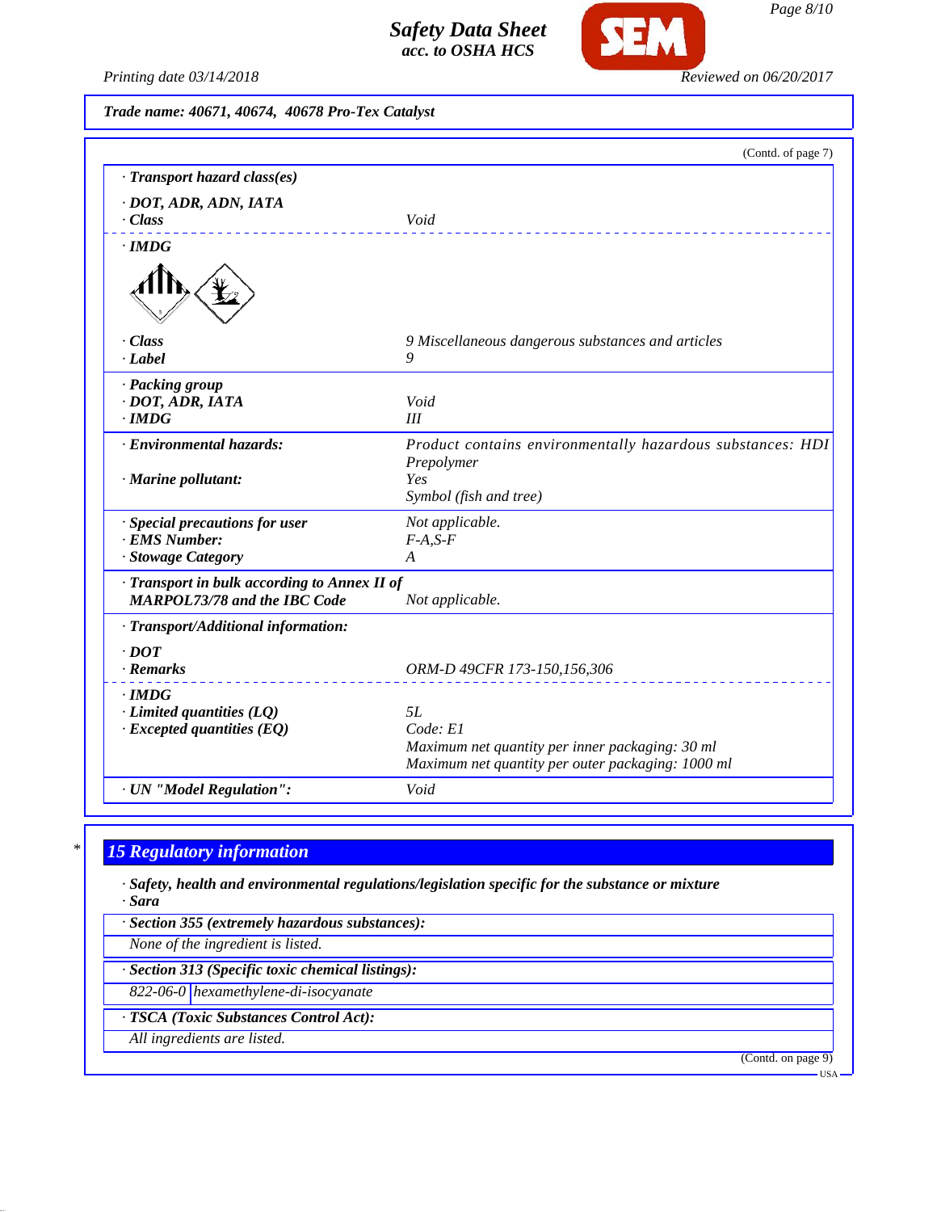Trade name: 40671, 40674, 40678 Pro-Tex Catalyst

(Contd. of page 7)

· **Transport hazard class(es)**

| | |
|---|---|
| · **DOT, ADR, ADN, IATA** | |
| · **Class** | *Void* |
| · **IMDG** | |
| · **Class** | *9 Miscellaneous dangerous substances and articles* |
| · **Label** | *9* |
| · **Packing group** | |
| · **DOT, ADR, IATA** | *Void* |
| · **IMDG** | *III* |
| · **Environmental hazards:** | *Product contains environmentally hazardous substances: HDI Prepolymer* |
| · **Marine pollutant:** | *Yes* |
| | *Symbol (fish and tree)* |
| · **Special precautions for user** | *Not applicable.* |
| · **EMS Number:** | *F-A,S-F* |
| · **Stowage Category** | *A* |
| · **Transport in bulk according to Annex II of MARPOL73/78 and the IBC Code** | *Not applicable.* |
| · **Transport/Additional information:** | |
| · **DOT** | |
| · **Remarks** | *ORM-D 49CFR 173-150,156,306* |
| · **IMDG** | |
| · **Limited quantities (LQ)** | *5L* |
| · **Excepted quantities (EQ)** | *Code: E1* |
| | *Maximum net quantity per inner packaging: 30 ml* |
| | *Maximum net quantity per outer packaging: 1000 ml* |
| · **UN "Model Regulation":** | *Void* |

## 15 Regulatory information

· **Safety, health and environmental regulations/legislation specific for the substance or mixture**

· **Sara**

· **Section 355 (extremely hazardous substances):**

*None of the ingredient is listed.*

· **Section 313 (Specific toxic chemical listings):**

| | |
|---|---|
| *822-06-0* | *hexamethylene-di-isocyanate* |

· **TSCA (Toxic Substances Control Act):**

*All ingredients are listed.*

(Contd. on page 9)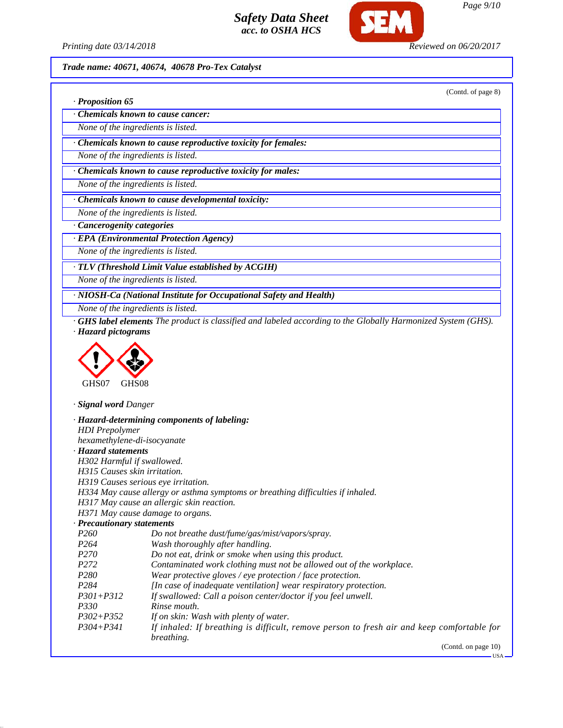Trade name: 40671, 40674, 40678 Pro-Tex Catalyst

(Contd. of page 8)

· **Proposition 65**

· **Chemicals known to cause cancer:**

None of the ingredients is listed.

· **Chemicals known to cause reproductive toxicity for females:**

None of the ingredients is listed.

· **Chemicals known to cause reproductive toxicity for males:**

None of the ingredients is listed.

· **Chemicals known to cause developmental toxicity:**

None of the ingredients is listed.

· **Cancerogenity categories**

· **EPA (Environmental Protection Agency)**

None of the ingredients is listed.

· **TLV (Threshold Limit Value established by ACGIH)**

None of the ingredients is listed.

· **NIOSH-Ca (National Institute for Occupational Safety and Health)**

None of the ingredients is listed.

· **GHS label elements** The product is classified and labeled according to the Globally Harmonized System (GHS).

· **Hazard pictograms**

GHS07 GHS08

· **Signal word** Danger

· **Hazard-determining components of labeling:**

HDI Prepolymer
hexamethylene-di-isocyanate

· **Hazard statements**

H302 Harmful if swallowed.
H315 Causes skin irritation.
H319 Causes serious eye irritation.
H334 May cause allergy or asthma symptoms or breathing difficulties if inhaled.
H317 May cause an allergic skin reaction.
H371 May cause damage to organs.

· **Precautionary statements**

| | |
|---|---|
| P260 | Do not breathe dust/fume/gas/mist/vapors/spray. |
| P264 | Wash thoroughly after handling. |
| P270 | Do not eat, drink or smoke when using this product. |
| P272 | Contaminated work clothing must not be allowed out of the workplace. |
| P280 | Wear protective gloves / eye protection / face protection. |
| P284 | [In case of inadequate ventilation] wear respiratory protection. |
| P301+P312 | If swallowed: Call a poison center/doctor if you feel unwell. |
| P330 | Rinse mouth. |
| P302+P352 | If on skin: Wash with plenty of water. |
| P304+P341 | If inhaled: If breathing is difficult, remove person to fresh air and keep comfortable for breathing. |

(Contd. on page 10)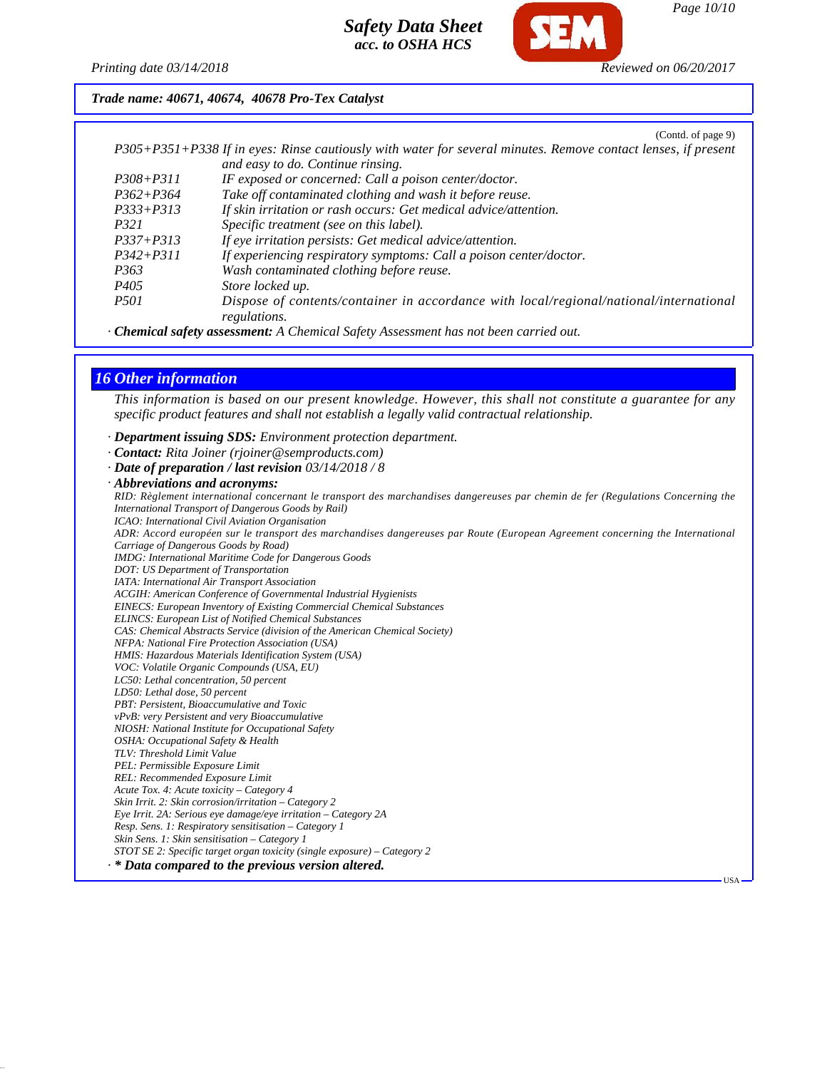Trade name: 40671, 40674, 40678 Pro-Tex Catalyst

(Contd. of page 9)

| | |
|---|---|
| P305+P351+P338 | If in eyes: Rinse cautiously with water for several minutes. Remove contact lenses, if present and easy to do. Continue rinsing. |
| P308+P311 | IF exposed or concerned: Call a poison center/doctor. |
| P362+P364 | Take off contaminated clothing and wash it before reuse. |
| P333+P313 | If skin irritation or rash occurs: Get medical advice/attention. |
| P321 | Specific treatment (see on this label). |
| P337+P313 | If eye irritation persists: Get medical advice/attention. |
| P342+P311 | If experiencing respiratory symptoms: Call a poison center/doctor. |
| P363 | Wash contaminated clothing before reuse. |
| P405 | Store locked up. |
| P501 | Dispose of contents/container in accordance with local/regional/national/international regulations. |

· **Chemical safety assessment:** A Chemical Safety Assessment has not been carried out.

## 16 Other information

This information is based on our present knowledge. However, this shall not constitute a guarantee for any specific product features and shall not establish a legally valid contractual relationship.

· **Department issuing SDS:** Environment protection department.
· **Contact:** Rita Joiner (rjoiner@semproducts.com)
· **Date of preparation / last revision** 03/14/2018 / 8
· **Abbreviations and acronyms:**
RID: Règlement international concernant le transport des marchandises dangereuses par chemin de fer (Regulations Concerning the International Transport of Dangerous Goods by Rail)
ICAO: International Civil Aviation Organisation
ADR: Accord européen sur le transport des marchandises dangereuses par Route (European Agreement concerning the International Carriage of Dangerous Goods by Road)
IMDG: International Maritime Code for Dangerous Goods
DOT: US Department of Transportation
IATA: International Air Transport Association
ACGIH: American Conference of Governmental Industrial Hygienists
EINECS: European Inventory of Existing Commercial Chemical Substances
ELINCS: European List of Notified Chemical Substances
CAS: Chemical Abstracts Service (division of the American Chemical Society)
NFPA: National Fire Protection Association (USA)
HMIS: Hazardous Materials Identification System (USA)
VOC: Volatile Organic Compounds (USA, EU)
LC50: Lethal concentration, 50 percent
LD50: Lethal dose, 50 percent
PBT: Persistent, Bioaccumulative and Toxic
vPvB: very Persistent and very Bioaccumulative
NIOSH: National Institute for Occupational Safety
OSHA: Occupational Safety & Health
TLV: Threshold Limit Value
PEL: Permissible Exposure Limit
REL: Recommended Exposure Limit
Acute Tox. 4: Acute toxicity – Category 4
Skin Irrit. 2: Skin corrosion/irritation – Category 2
Eye Irrit. 2A: Serious eye damage/eye irritation – Category 2A
Resp. Sens. 1: Respiratory sensitisation – Category 1
Skin Sens. 1: Skin sensitisation – Category 1
STOT SE 2: Specific target organ toxicity (single exposure) – Category 2
· *** Data compared to the previous version altered.**

USA